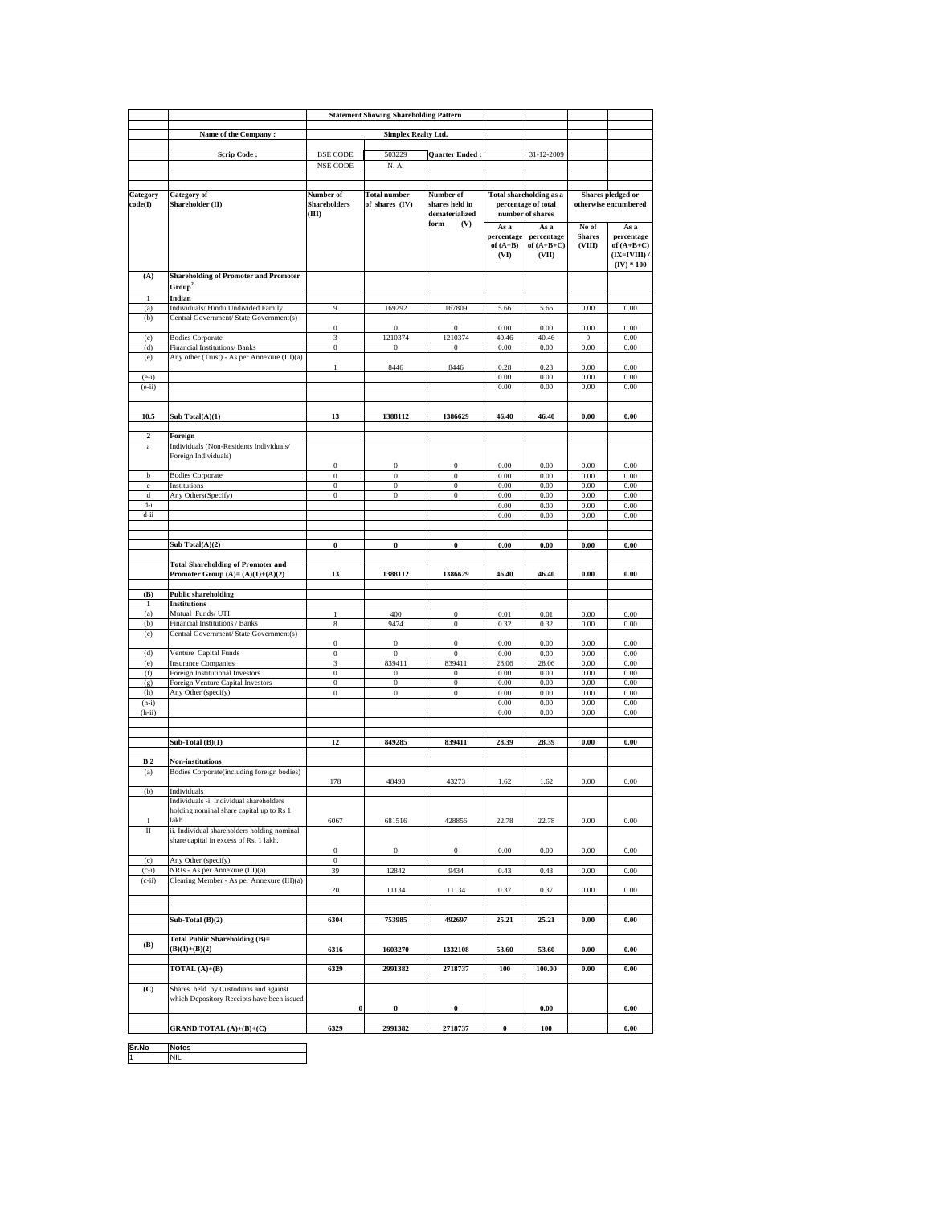# Statement Showing Shareholding Pattern

| | | | | | | | | |
|---|---|---|---|---|---|---|---|---|
| | **Name of the Company :** | **Simplex Realty Ltd.** | | | | | | |
| | **Scrip Code :** | BSE CODE | 503229 | **Quarter Ended :** | | 31-12-2009 | | |
| | | NSE CODE | N. A. | | | | | |

| Category code(I) | Category of Shareholder (II) | Number of Shareholders (III) | Total number of shares (IV) | Number of shares held in dematerialized form (V) | Total shareholding as a percentage of total number of shares | | Shares pledged or otherwise encumbered | |
|---|---|---|---|---|---|---|---|---|
| | | | | | As a percentage of (A+B) (VI) | As a percentage of (A+B+C) (VII) | No of Shares (VIII) | As a percentage of (A+B+C) (IX=IVIII) / (IV) * 100 |
| **(A)** | **Shareholding of Promoter and Promoter Group[2]** | | | | | | | |
| **1** | **Indian** | | | | | | | |
| (a) | Individuals/ Hindu Undivided Family | 9 | 169292 | 167809 | 5.66 | 5.66 | 0.00 | 0.00 |
| (b) | Central Government/ State Government(s) | 0 | 0 | 0 | 0.00 | 0.00 | 0.00 | 0.00 |
| (c) | Bodies Corporate | 3 | 1210374 | 1210374 | 40.46 | 40.46 | 0 | 0.00 |
| (d) | Financial Institutions/ Banks | 0 | 0 | 0 | 0.00 | 0.00 | 0.00 | 0.00 |
| (e) | Any other (Trust) - As per Annexure (III)(a) | 1 | 8446 | 8446 | 0.28 | 0.28 | 0.00 | 0.00 |
| (e-i) | | | | | 0.00 | 0.00 | 0.00 | 0.00 |
| (e-ii) | | | | | 0.00 | 0.00 | 0.00 | 0.00 |
| **10.5** | **Sub Total(A)(1)** | **13** | **1388112** | **1386629** | **46.40** | **46.40** | **0.00** | **0.00** |
| **2** | **Foreign** | | | | | | | |
| a | Individuals (Non-Residents Individuals/ Foreign Individuals) | 0 | 0 | 0 | 0.00 | 0.00 | 0.00 | 0.00 |
| b | Bodies Corporate | 0 | 0 | 0 | 0.00 | 0.00 | 0.00 | 0.00 |
| c | Institutions | 0 | 0 | 0 | 0.00 | 0.00 | 0.00 | 0.00 |
| d | Any Others(Specify) | 0 | 0 | 0 | 0.00 | 0.00 | 0.00 | 0.00 |
| d-i | | | | | 0.00 | 0.00 | 0.00 | 0.00 |
| d-ii | | | | | 0.00 | 0.00 | 0.00 | 0.00 |
| | **Sub Total(A)(2)** | **0** | **0** | **0** | **0.00** | **0.00** | **0.00** | **0.00** |
| | **Total Shareholding of Promoter and Promoter Group (A)= (A)(1)+(A)(2)** | **13** | **1388112** | **1386629** | **46.40** | **46.40** | **0.00** | **0.00** |
| **(B)** | **Public shareholding** | | | | | | | |
| **1** | **Institutions** | | | | | | | |
| (a) | Mutual Funds/ UTI | 1 | 400 | 0 | 0.01 | 0.01 | 0.00 | 0.00 |
| (b) | Financial Institutions / Banks | 8 | 9474 | 0 | 0.32 | 0.32 | 0.00 | 0.00 |
| (c) | Central Government/ State Government(s) | 0 | 0 | 0 | 0.00 | 0.00 | 0.00 | 0.00 |
| (d) | Venture Capital Funds | 0 | 0 | 0 | 0.00 | 0.00 | 0.00 | 0.00 |
| (e) | Insurance Companies | 3 | 839411 | 839411 | 28.06 | 28.06 | 0.00 | 0.00 |
| (f) | Foreign Institutional Investors | 0 | 0 | 0 | 0.00 | 0.00 | 0.00 | 0.00 |
| (g) | Foreign Venture Capital Investors | 0 | 0 | 0 | 0.00 | 0.00 | 0.00 | 0.00 |
| (h) | Any Other (specify) | 0 | 0 | 0 | 0.00 | 0.00 | 0.00 | 0.00 |
| (h-i) | | | | | 0.00 | 0.00 | 0.00 | 0.00 |
| (h-ii) | | | | | 0.00 | 0.00 | 0.00 | 0.00 |
| | **Sub-Total (B)(1)** | **12** | **849285** | **839411** | **28.39** | **28.39** | **0.00** | **0.00** |
| **B 2** | **Non-institutions** | | | | | | | |
| (a) | Bodies Corporate(including foreign bodies) | 178 | 48493 | 43273 | 1.62 | 1.62 | 0.00 | 0.00 |
| (b) | Individuals | | | | | | | |
| I | Individuals -i. Individual shareholders holding nominal share capital up to Rs 1 lakh | 6067 | 681516 | 428856 | 22.78 | 22.78 | 0.00 | 0.00 |
| II | ii. Individual shareholders holding nominal share capital in excess of Rs. 1 lakh. | 0 | 0 | 0 | 0.00 | 0.00 | 0.00 | 0.00 |
| (c) | Any Other (specify) | 0 | | | | | | |
| (c-i) | NRIs - As per Annexure (III)(a) | 39 | 12842 | 9434 | 0.43 | 0.43 | 0.00 | 0.00 |
| (c-ii) | Clearing Member - As per Annexure (III)(a) | 20 | 11134 | 11134 | 0.37 | 0.37 | 0.00 | 0.00 |
| | **Sub-Total (B)(2)** | **6304** | **753985** | **492697** | **25.21** | **25.21** | **0.00** | **0.00** |
| **(B)** | **Total Public Shareholding (B)= (B)(1)+(B)(2)** | **6316** | **1603270** | **1332108** | **53.60** | **53.60** | **0.00** | **0.00** |
| | **TOTAL (A)+(B)** | **6329** | **2991382** | **2718737** | **100** | **100.00** | **0.00** | **0.00** |
| **(C)** | Shares held by Custodians and against which Depository Receipts have been issued | **0** | **0** | **0** | | **0.00** | | **0.00** |
| | **GRAND TOTAL (A)+(B)+(C)** | **6329** | **2991382** | **2718737** | **0** | **100** | | **0.00** |

| Sr.No | Notes |
|---|---|
| 1 | NIL |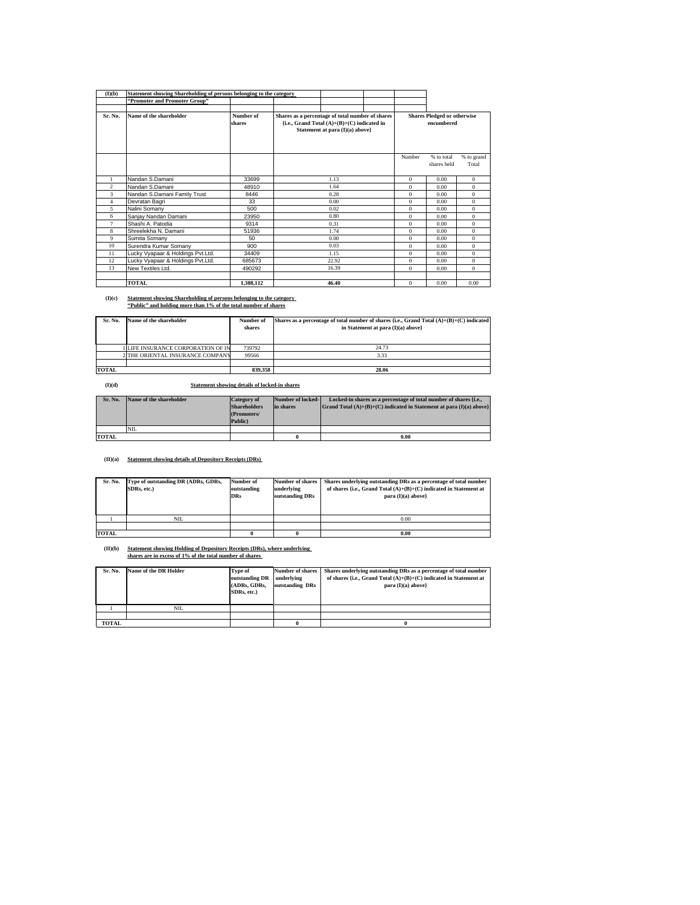## (I)(b) Statement showing Shareholding of persons belonging to the category "Promoter and Promoter Group"

| Sr. No. | Name of the shareholder | Number of shares | Shares as a percentage of total number of shares {i.e., Grand Total (A)+(B)+(C) indicated in Statement at para (I)(a) above} | Shares Pledged or otherwise encumbered | | |
|---|---|---|---|---|---|---|
| | | | | Number | % to total shares held | % to grand Total |
| 1 | Nandan S.Damani | 33699 | 1.13 | 0 | 0.00 | 0 |
| 2 | Nandan S.Damani | 48910 | 1.64 | 0 | 0.00 | 0 |
| 3 | Nandan S.Damani Family Trust | 8446 | 0.28 | 0 | 0.00 | 0 |
| 4 | Devratan Bagri | 33 | 0.00 | 0 | 0.00 | 0 |
| 5 | Nalini Somany | 500 | 0.02 | 0 | 0.00 | 0 |
| 6 | Sanjay Nandan Damani | 23950 | 0.80 | 0 | 0.00 | 0 |
| 7 | Shashi A. Patodia | 9314 | 0.31 | 0 | 0.00 | 0 |
| 8 | Shreelekha N. Damani | 51936 | 1.74 | 0 | 0.00 | 0 |
| 9 | Sumita Somany | 50 | 0.00 | 0 | 0.00 | 0 |
| 10 | Surendra Kumar Somany | 900 | 0.03 | 0 | 0.00 | 0 |
| 11 | Lucky Vyapaar & Holdings Pvt.Ltd. | 34409 | 1.15 | 0 | 0.00 | 0 |
| 12 | Lucky Vyapaar & Holdings Pvt.Ltd. | 685673 | 22.92 | 0 | 0.00 | 0 |
| 13 | New Textiles Ltd. | 490292 | 16.39 | 0 | 0.00 | 0 |
| | | | | | | |
| | **TOTAL** | **1,388,112** | **46.40** | 0 | 0.00 | 0.00 |

## (I)(c) Statement showing Shareholding of persons belonging to the category "Public" and holding more than 1% of the total number of shares

| Sr. No. | Name of the shareholder | Number of shares | Shares as a percentage of total number of shares {i.e., Grand Total (A)+(B)+(C) indicated in Statement at para (I)(a) above} |
|---|---|---|---|
| 1 | LIFE INSURANCE CORPORATION OF IN | 739792 | 24.73 |
| 2 | THE ORIENTAL INSURANCE COMPANY | 99566 | 3.33 |
| | | | |
| **TOTAL** | | **839,358** | **28.06** |

## (I)(d) Statement showing details of locked-in shares

| Sr. No. | Name of the shareholder | Category of Shareholders (Promoters/ Public) | Number of locked-in shares | Locked-in shares as a percentage of total number of shares {i.e., Grand Total (A)+(B)+(C) indicated in Statement at para (I)(a) above} |
|---|---|---|---|---|
| | NIL | | | |
| **TOTAL** | | | **0** | **0.00** |

## (II)(a) Statement showing details of Depository Receipts (DRs)

| Sr. No. | Type of outstanding DR (ADRs, GDRs, SDRs, etc.) | Number of outstanding DRs | Number of shares underlying outstanding DRs | Shares underlying outstanding DRs as a percentage of total number of shares {i.e., Grand Total (A)+(B)+(C) indicated in Statement at para (I)(a) above} |
|---|---|---|---|---|
| 1 | NIL | | | 0.00 |
| | | | | |
| **TOTAL** | | **0** | **0** | **0.00** |

## (II)(b) Statement showing Holding of Depository Receipts (DRs), where underlying shares are in excess of 1% of the total number of shares

| Sr. No. | Name of the DR Holder | Type of outstanding DR (ADRs, GDRs, SDRs, etc.) | Number of shares underlying outstanding DRs | Shares underlying outstanding DRs as a percentage of total number of shares {i.e., Grand Total (A)+(B)+(C) indicated in Statement at para (I)(a) above} |
|---|---|---|---|---|
| 1 | NIL | | | |
| | | | | |
| **TOTAL** | | | **0** | **0** |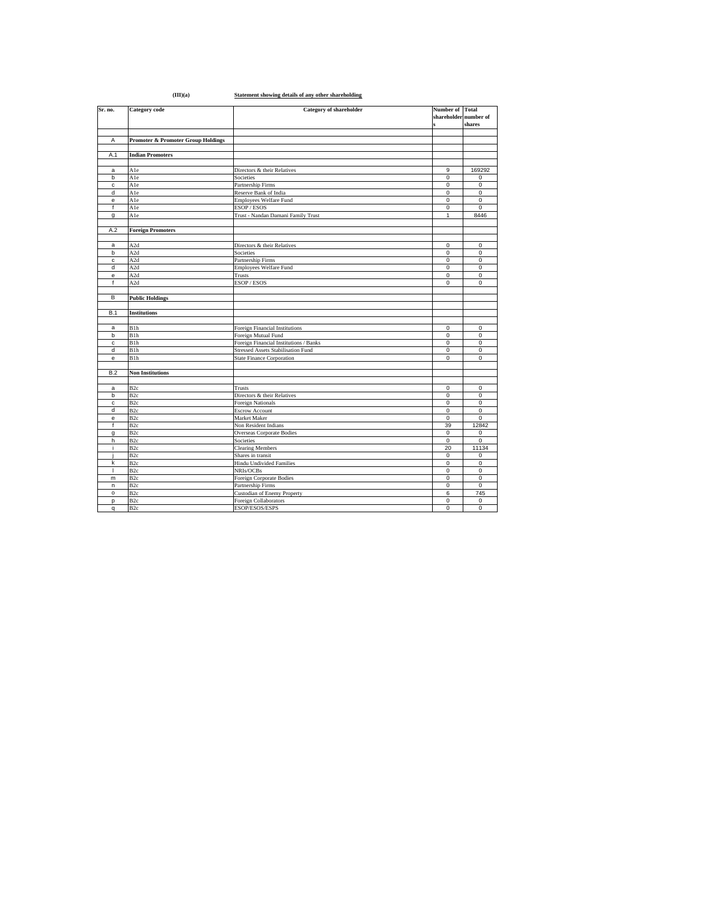**(III)(a)** **Statement showing details of any other shareholding**

| Sr. no. | Category code | Category of shareholder | Number of shareholders | Total number of shares |
|---|---|---|---|---|
| A | **Promoter & Promoter Group Holdings** | | | |
| A.1 | **Indian Promoters** | | | |
| a | A1e | Directors & their Relatives | 9 | 169292 |
| b | A1e | Societies | 0 | 0 |
| c | A1e | Partnership Firms | 0 | 0 |
| d | A1e | Reserve Bank of India | 0 | 0 |
| e | A1e | Employees Welfare Fund | 0 | 0 |
| f | A1e | ESOP / ESOS | 0 | 0 |
| g | A1e | Trust - Nandan Damani Family Trust | 1 | 8446 |
| A.2 | **Foreign Promoters** | | | |
| a | A2d | Directors & their Relatives | 0 | 0 |
| b | A2d | Societies | 0 | 0 |
| c | A2d | Partnership Firms | 0 | 0 |
| d | A2d | Employees Welfare Fund | 0 | 0 |
| e | A2d | Trusts | 0 | 0 |
| f | A2d | ESOP / ESOS | 0 | 0 |
| B | **Public Holdings** | | | |
| B.1 | **Institutions** | | | |
| a | B1h | Foreign Financial Institutions | 0 | 0 |
| b | B1h | Foreign Mutual Fund | 0 | 0 |
| c | B1h | Foreign Financial Institutions / Banks | 0 | 0 |
| d | B1h | Stressed Assets Stabilisation Fund | 0 | 0 |
| e | B1h | State Finance Corporation | 0 | 0 |
| B.2 | **Non Institutions** | | | |
| a | B2c | Trusts | 0 | 0 |
| b | B2c | Directors & their Relatives | 0 | 0 |
| c | B2c | Foreign Nationals | 0 | 0 |
| d | B2c | Escrow Account | 0 | 0 |
| e | B2c | Market Maker | 0 | 0 |
| f | B2c | Non Resident Indians | 39 | 12842 |
| g | B2c | Overseas Corporate Bodies | 0 | 0 |
| h | B2c | Societies | 0 | 0 |
| i | B2c | Clearing Members | 20 | 11134 |
| j | B2c | Shares in transit | 0 | 0 |
| k | B2c | Hindu Undivided Families | 0 | 0 |
| l | B2c | NRIs/OCBs | 0 | 0 |
| m | B2c | Foreign Corporate Bodies | 0 | 0 |
| n | B2c | Partnership Firms | 0 | 0 |
| o | B2c | Custodian of Enemy Property | 6 | 745 |
| p | B2c | Foreign Collaborators | 0 | 0 |
| q | B2c | ESOP/ESOS/ESPS | 0 | 0 |